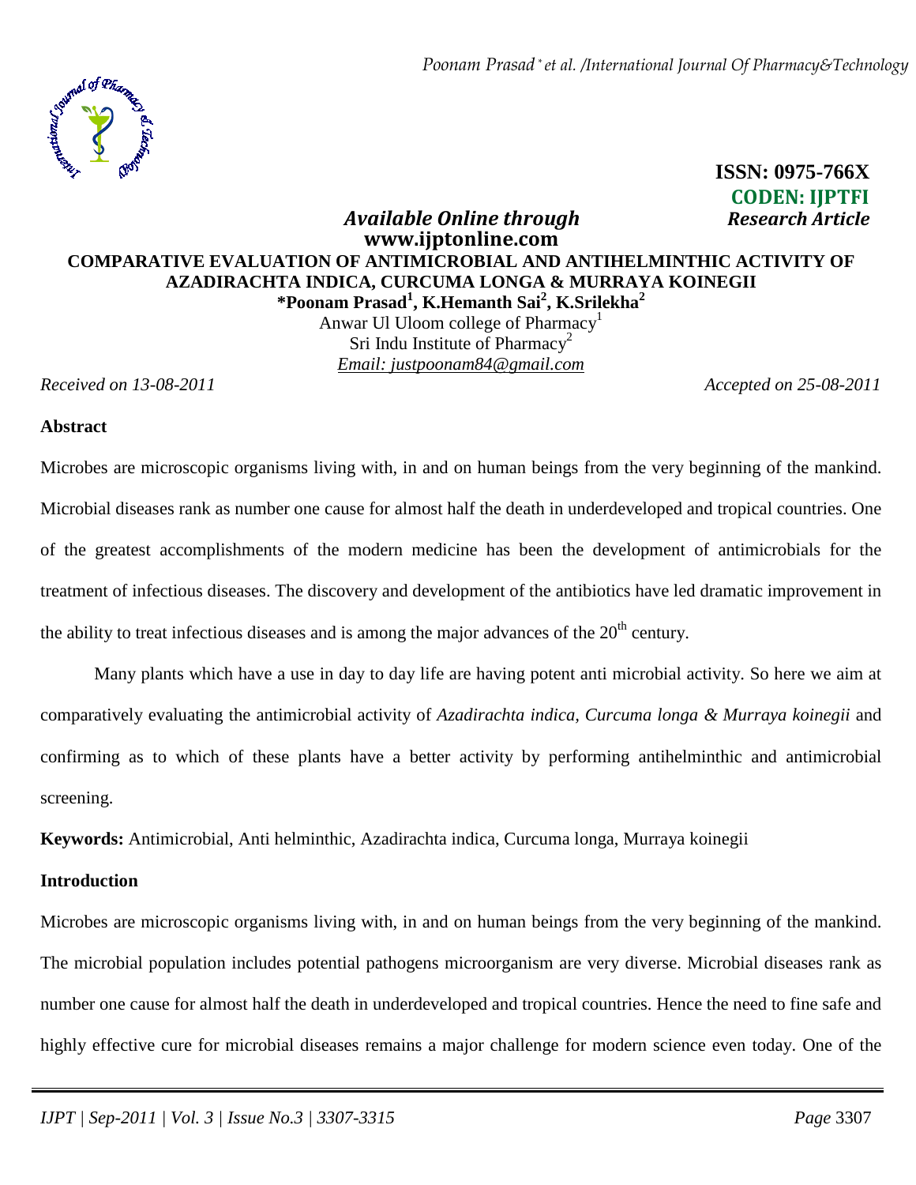**ISSN: 0975-766X**
**CODEN: IJPTFI**

*Available Online through* *Research Article*
**www.ijptonline.com**

# COMPARATIVE EVALUATION OF ANTIMICROBIAL AND ANTIHELMINTHIC ACTIVITY OF AZADIRACHTA INDICA, CURCUMA LONGA & MURRAYA KOINEGII

**\*Poonam Prasad[1], K.Hemanth Sai[2], K.Srilekha[2]**

Anwar Ul Uloom college of Pharmacy[1]
Sri Indu Institute of Pharmacy[2]
Email: justpoonam84@gmail.com

*Received on 13-08-2011* *Accepted on 25-08-2011*

## Abstract

Microbes are microscopic organisms living with, in and on human beings from the very beginning of the mankind. Microbial diseases rank as number one cause for almost half the death in underdeveloped and tropical countries. One of the greatest accomplishments of the modern medicine has been the development of antimicrobials for the treatment of infectious diseases. The discovery and development of the antibiotics have led dramatic improvement in the ability to treat infectious diseases and is among the major advances of the 20th century.

Many plants which have a use in day to day life are having potent anti microbial activity. So here we aim at comparatively evaluating the antimicrobial activity of *Azadirachta indica, Curcuma longa & Murraya koinegii* and confirming as to which of these plants have a better activity by performing antihelminthic and antimicrobial screening.

**Keywords:** Antimicrobial, Anti helminthic, Azadirachta indica, Curcuma longa, Murraya koinegii

## Introduction

Microbes are microscopic organisms living with, in and on human beings from the very beginning of the mankind. The microbial population includes potential pathogens microorganism are very diverse. Microbial diseases rank as number one cause for almost half the death in underdeveloped and tropical countries. Hence the need to fine safe and highly effective cure for microbial diseases remains a major challenge for modern science even today. One of the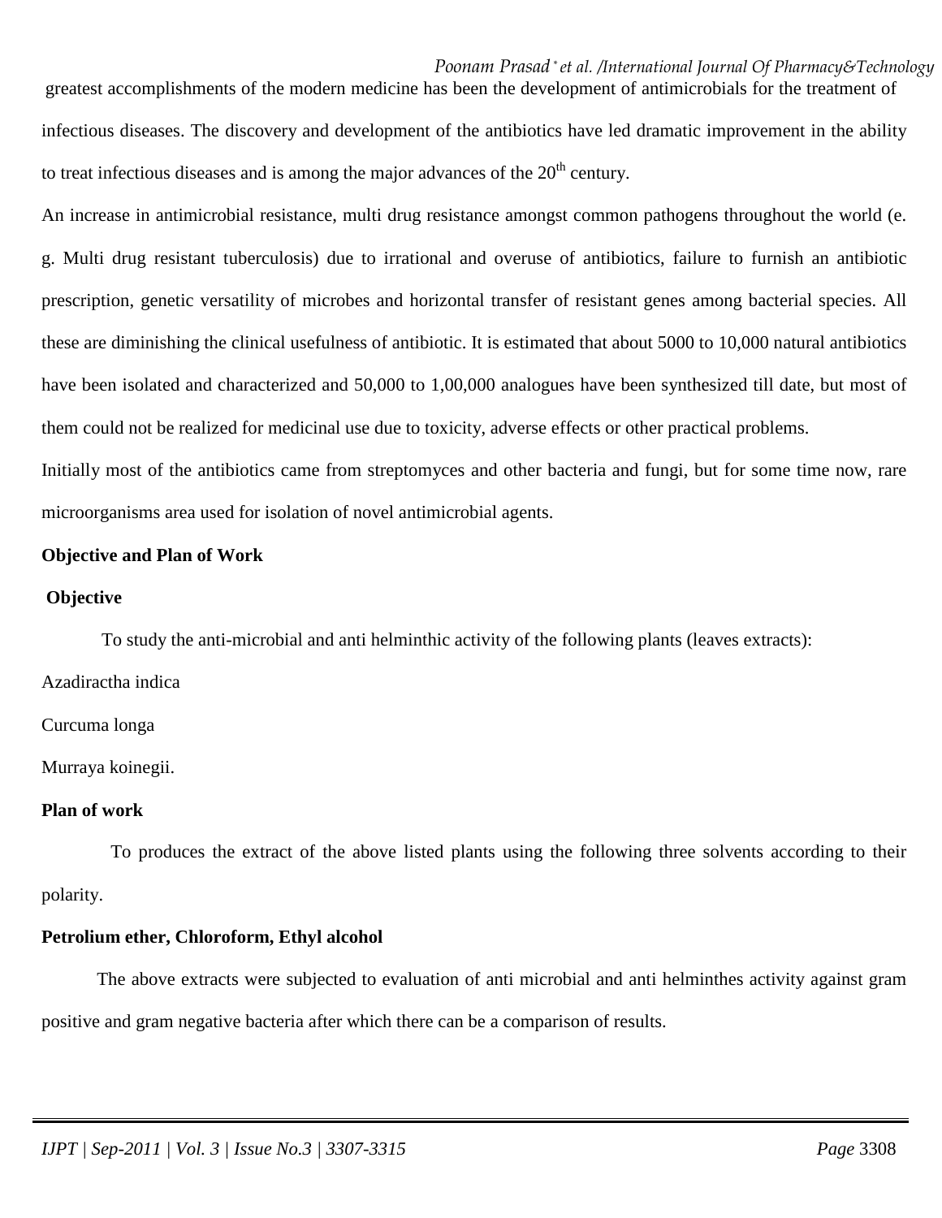greatest accomplishments of the modern medicine has been the development of antimicrobials for the treatment of infectious diseases. The discovery and development of the antibiotics have led dramatic improvement in the ability to treat infectious diseases and is among the major advances of the $20^{th}$ century.

An increase in antimicrobial resistance, multi drug resistance amongst common pathogens throughout the world (e. g. Multi drug resistant tuberculosis) due to irrational and overuse of antibiotics, failure to furnish an antibiotic prescription, genetic versatility of microbes and horizontal transfer of resistant genes among bacterial species. All these are diminishing the clinical usefulness of antibiotic. It is estimated that about 5000 to 10,000 natural antibiotics have been isolated and characterized and 50,000 to 1,00,000 analogues have been synthesized till date, but most of them could not be realized for medicinal use due to toxicity, adverse effects or other practical problems.

Initially most of the antibiotics came from streptomyces and other bacteria and fungi, but for some time now, rare microorganisms area used for isolation of novel antimicrobial agents.

**Objective and Plan of Work**

**Objective**

To study the anti-microbial and anti helminthic activity of the following plants (leaves extracts):

Azadiractha indica

Curcuma longa

Murraya koinegii.

**Plan of work**

To produces the extract of the above listed plants using the following three solvents according to their polarity.

**Petrolium ether, Chloroform, Ethyl alcohol**

The above extracts were subjected to evaluation of anti microbial and anti helminthes activity against gram positive and gram negative bacteria after which there can be a comparison of results.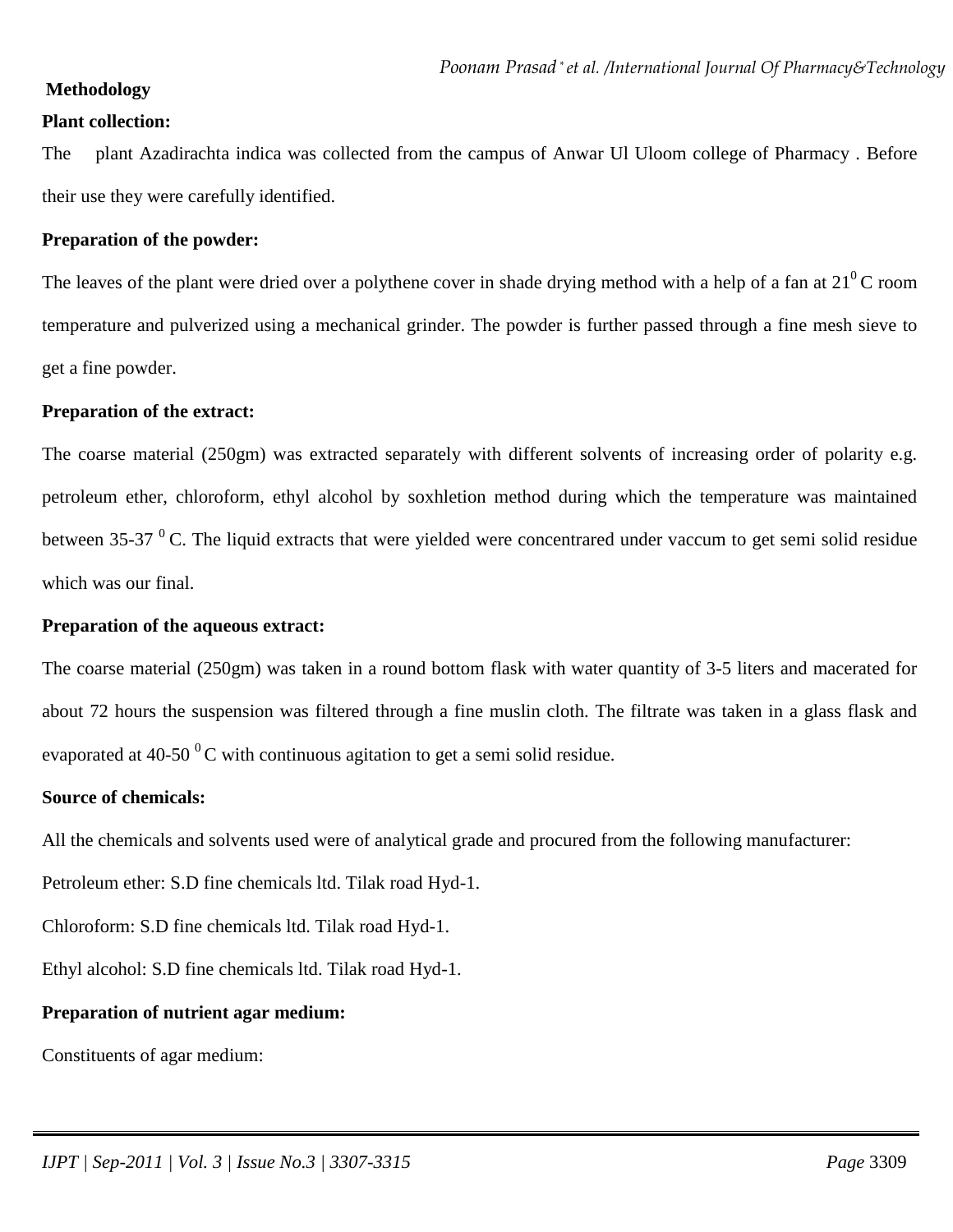## Methodology

### Plant collection:

The plant Azadirachta indica was collected from the campus of Anwar Ul Uloom college of Pharmacy . Before their use they were carefully identified.

### Preparation of the powder:

The leaves of the plant were dried over a polythene cover in shade drying method with a help of a fan at $21^0$ C room temperature and pulverized using a mechanical grinder. The powder is further passed through a fine mesh sieve to get a fine powder.

### Preparation of the extract:

The coarse material (250gm) was extracted separately with different solvents of increasing order of polarity e.g. petroleum ether, chloroform, ethyl alcohol by soxhletion method during which the temperature was maintained between 35-37 $^0$ C. The liquid extracts that were yielded were concentrared under vaccum to get semi solid residue which was our final.

### Preparation of the aqueous extract:

The coarse material (250gm) was taken in a round bottom flask with water quantity of 3-5 liters and macerated for about 72 hours the suspension was filtered through a fine muslin cloth. The filtrate was taken in a glass flask and evaporated at 40-50 $^0$ C with continuous agitation to get a semi solid residue.

### Source of chemicals:

All the chemicals and solvents used were of analytical grade and procured from the following manufacturer:

Petroleum ether: S.D fine chemicals ltd. Tilak road Hyd-1.

Chloroform: S.D fine chemicals ltd. Tilak road Hyd-1.

Ethyl alcohol: S.D fine chemicals ltd. Tilak road Hyd-1.

### Preparation of nutrient agar medium:

Constituents of agar medium: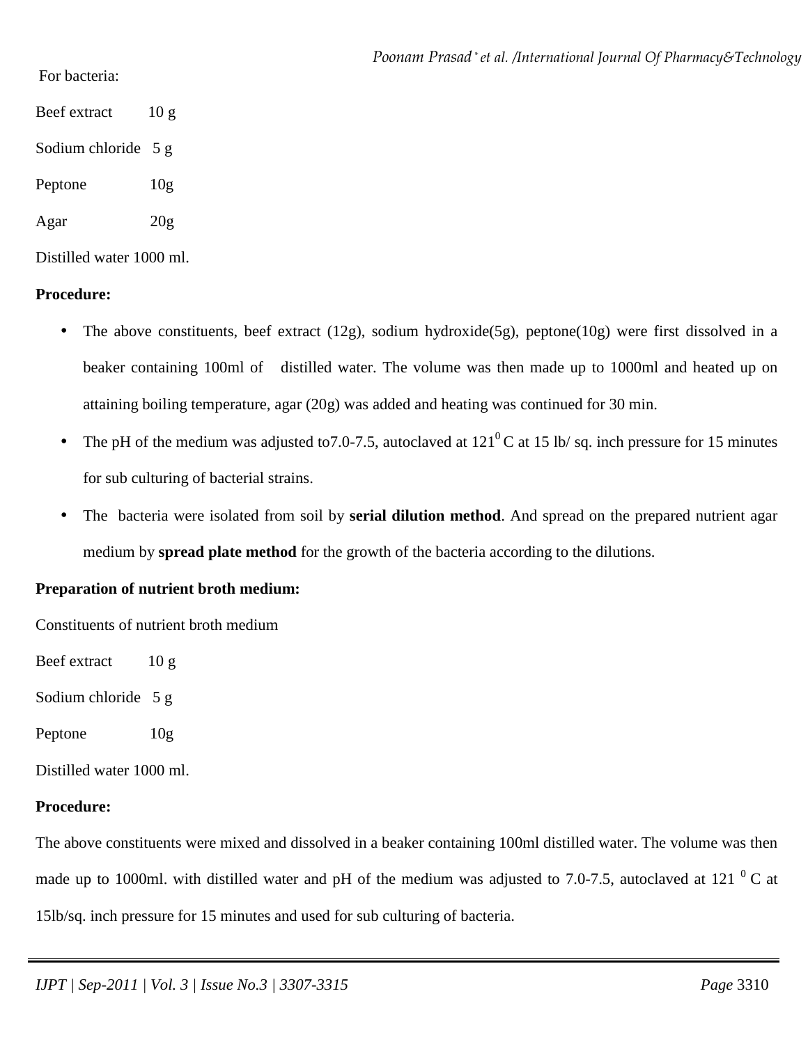For bacteria:

Beef extract 10 g

Sodium chloride 5 g

Peptone 10g

Agar 20g

Distilled water 1000 ml.

**Procedure:**

- The above constituents, beef extract (12g), sodium hydroxide(5g), peptone(10g) were first dissolved in a beaker containing 100ml of distilled water. The volume was then made up to 1000ml and heated up on attaining boiling temperature, agar (20g) was added and heating was continued for 30 min.
- The pH of the medium was adjusted to7.0-7.5, autoclaved at $121^0$ C at 15 lb/ sq. inch pressure for 15 minutes for sub culturing of bacterial strains.
- The bacteria were isolated from soil by **serial dilution method**. And spread on the prepared nutrient agar medium by **spread plate method** for the growth of the bacteria according to the dilutions.

**Preparation of nutrient broth medium:**

Constituents of nutrient broth medium

Beef extract 10 g

Sodium chloride 5 g

Peptone 10g

Distilled water 1000 ml.

**Procedure:**

The above constituents were mixed and dissolved in a beaker containing 100ml distilled water. The volume was then made up to 1000ml. with distilled water and pH of the medium was adjusted to 7.0-7.5, autoclaved at 121 $^0$ C at 15lb/sq. inch pressure for 15 minutes and used for sub culturing of bacteria.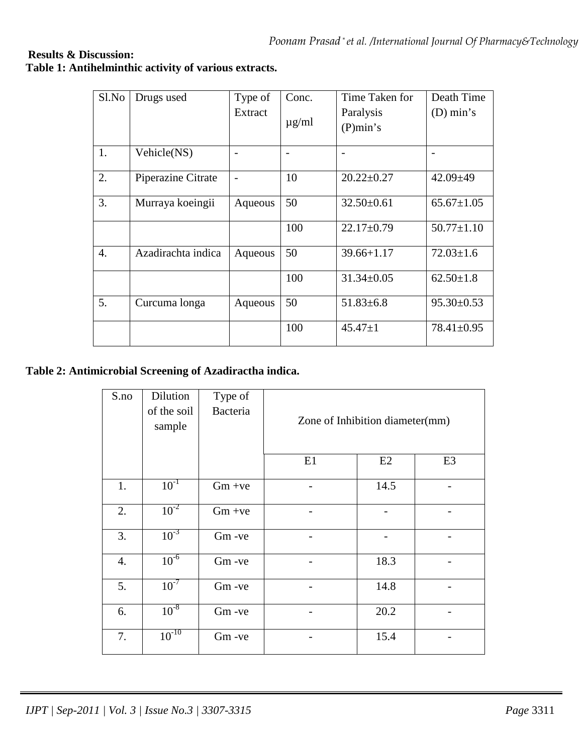**Results & Discussion:**

**Table 1: Antihelminthic activity of various extracts.**

| Sl.No | Drugs used | Type of Extract | Conc. µg/ml | Time Taken for Paralysis (P)min's | Death Time (D) min's |
|---|---|---|---|---|---|
| 1. | Vehicle(NS) | - | - | - | - |
| 2. | Piperazine Citrate | - | 10 | 20.22±0.27 | 42.09±49 |
| 3. | Murraya koeingii | Aqueous | 50 | 32.50±0.61 | 65.67±1.05 |
| | | | 100 | 22.17±0.79 | 50.77±1.10 |
| 4. | Azadirachta indica | Aqueous | 50 | 39.66+1.17 | 72.03±1.6 |
| | | | 100 | 31.34±0.05 | 62.50±1.8 |
| 5. | Curcuma longa | Aqueous | 50 | 51.83±6.8 | 95.30±0.53 |
| | | | 100 | 45.47±1 | 78.41±0.95 |

**Table 2: Antimicrobial Screening of Azadiractha indica.**

| S.no | Dilution of the soil sample | Type of Bacteria | Zone of Inhibition diameter(mm) | | |
|---|---|---|---|---|---|
| | | | E1 | E2 | E3 |
| 1. | $10^{-1}$ | Gm +ve | - | 14.5 | - |
| 2. | $10^{-2}$ | Gm +ve | - | - | - |
| 3. | $10^{-3}$ | Gm -ve | - | - | - |
| 4. | $10^{-6}$ | Gm -ve | - | 18.3 | - |
| 5. | $10^{-7}$ | Gm -ve | - | 14.8 | - |
| 6. | $10^{-8}$ | Gm -ve | - | 20.2 | - |
| 7. | $10^{-10}$ | Gm -ve | - | 15.4 | - |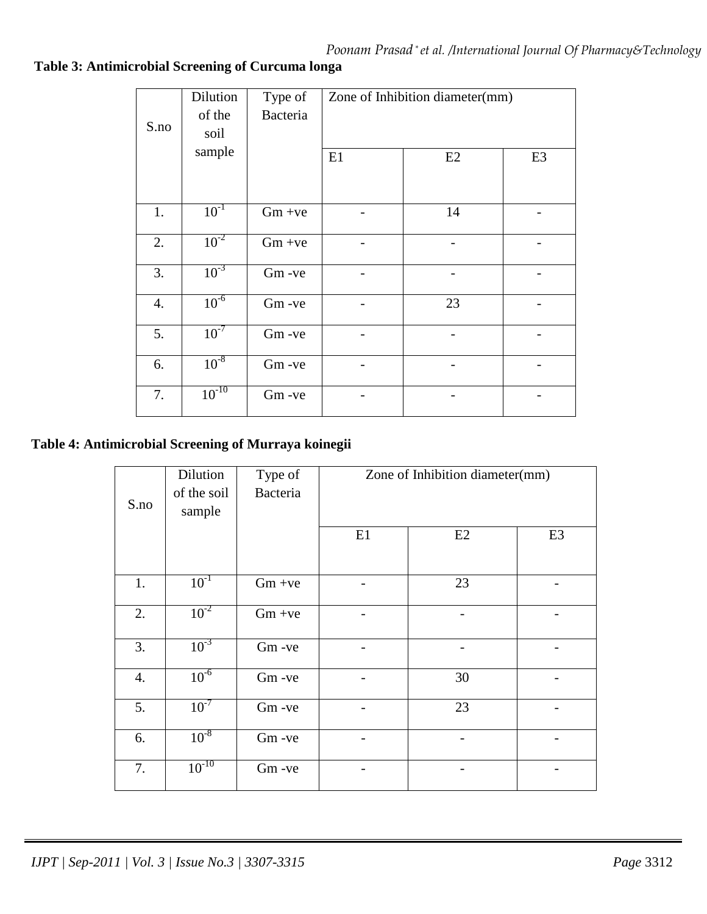**Table 3: Antimicrobial Screening of Curcuma longa**

| S.no | Dilution of the soil sample | Type of Bacteria | Zone of Inhibition diameter(mm) | | |
|---|---|---|---|---|---|
| | | | E1 | E2 | E3 |
| 1. | $10^{-1}$ | Gm +ve | - | 14 | - |
| 2. | $10^{-2}$ | Gm +ve | - | - | - |
| 3. | $10^{-3}$ | Gm -ve | - | - | - |
| 4. | $10^{-6}$ | Gm -ve | - | 23 | - |
| 5. | $10^{-7}$ | Gm -ve | - | - | - |
| 6. | $10^{-8}$ | Gm -ve | - | - | - |
| 7. | $10^{-10}$ | Gm -ve | - | - | - |

**Table 4: Antimicrobial Screening of Murraya koinegii**

| S.no | Dilution of the soil sample | Type of Bacteria | Zone of Inhibition diameter(mm) | | |
|---|---|---|---|---|---|
| | | | E1 | E2 | E3 |
| 1. | $10^{-1}$ | Gm +ve | - | 23 | - |
| 2. | $10^{-2}$ | Gm +ve | - | - | - |
| 3. | $10^{-3}$ | Gm -ve | - | - | - |
| 4. | $10^{-6}$ | Gm -ve | - | 30 | - |
| 5. | $10^{-7}$ | Gm -ve | - | 23 | - |
| 6. | $10^{-8}$ | Gm -ve | - | - | - |
| 7. | $10^{-10}$ | Gm -ve | - | - | - |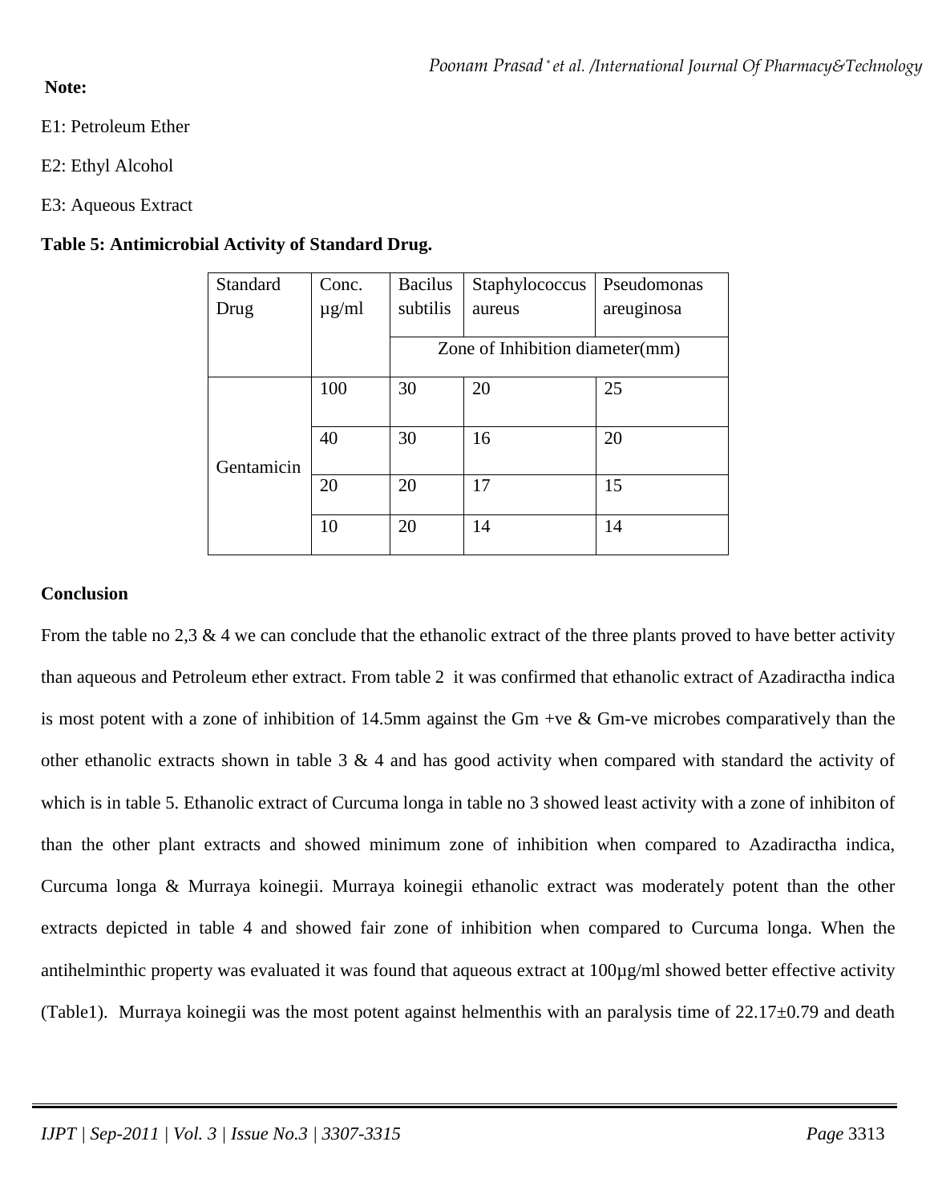**Note:**

E1: Petroleum Ether

E2: Ethyl Alcohol

E3: Aqueous Extract

**Table 5: Antimicrobial Activity of Standard Drug.**

| Standard Drug | Conc. µg/ml | Bacilus subtilis | Staphylococcus aureus | Pseudomonas areuginosa |
|---|---|---|---|---|
| | | Zone of Inhibition diameter(mm) | | |
| Gentamicin | 100 | 30 | 20 | 25 |
| | 40 | 30 | 16 | 20 |
| | 20 | 20 | 17 | 15 |
| | 10 | 20 | 14 | 14 |

## Conclusion

From the table no 2,3 & 4 we can conclude that the ethanolic extract of the three plants proved to have better activity than aqueous and Petroleum ether extract. From table 2 it was confirmed that ethanolic extract of Azadiractha indica is most potent with a zone of inhibition of 14.5mm against the Gm +ve & Gm-ve microbes comparatively than the other ethanolic extracts shown in table 3 & 4 and has good activity when compared with standard the activity of which is in table 5. Ethanolic extract of Curcuma longa in table no 3 showed least activity with a zone of inhibiton of than the other plant extracts and showed minimum zone of inhibition when compared to Azadiractha indica, Curcuma longa & Murraya koinegii. Murraya koinegii ethanolic extract was moderately potent than the other extracts depicted in table 4 and showed fair zone of inhibition when compared to Curcuma longa. When the antihelminthic property was evaluated it was found that aqueous extract at 100µg/ml showed better effective activity (Table1). Murraya koinegii was the most potent against helmenthis with an paralysis time of 22.17±0.79 and death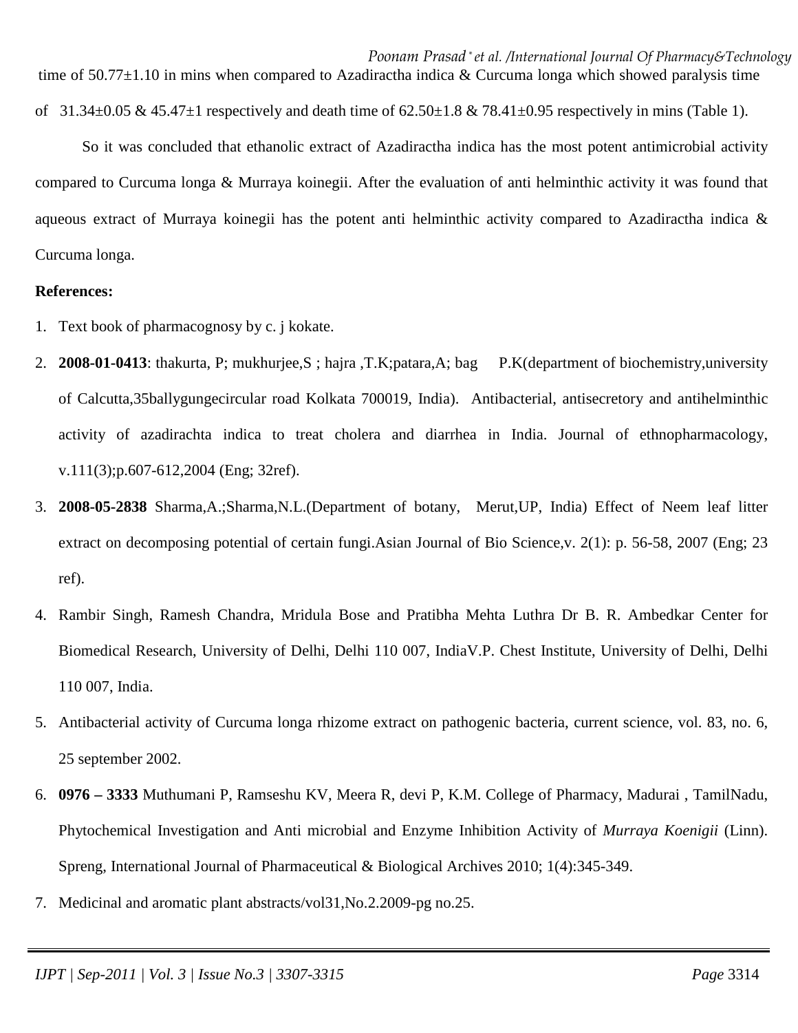time of 50.77±1.10 in mins when compared to Azadiractha indica & Curcuma longa which showed paralysis time of 31.34±0.05 & 45.47±1 respectively and death time of 62.50±1.8 & 78.41±0.95 respectively in mins (Table 1).

So it was concluded that ethanolic extract of Azadiractha indica has the most potent antimicrobial activity compared to Curcuma longa & Murraya koinegii. After the evaluation of anti helminthic activity it was found that aqueous extract of Murraya koinegii has the potent anti helminthic activity compared to Azadiractha indica & Curcuma longa.

**References:**

1. Text book of pharmacognosy by c. j kokate.
2. **2008-01-0413**: thakurta, P; mukhurjee,S ; hajra ,T.K;patara,A; bag P.K(department of biochemistry,university of Calcutta,35ballygungecircular road Kolkata 700019, India). Antibacterial, antisecretory and antihelminthic activity of azadirachta indica to treat cholera and diarrhea in India. Journal of ethnopharmacology, v.111(3);p.607-612,2004 (Eng; 32ref).
3. **2008-05-2838** Sharma,A.;Sharma,N.L.(Department of botany, Merut,UP, India) Effect of Neem leaf litter extract on decomposing potential of certain fungi.Asian Journal of Bio Science,v. 2(1): p. 56-58, 2007 (Eng; 23 ref).
4. Rambir Singh, Ramesh Chandra, Mridula Bose and Pratibha Mehta Luthra Dr B. R. Ambedkar Center for Biomedical Research, University of Delhi, Delhi 110 007, IndiaV.P. Chest Institute, University of Delhi, Delhi 110 007, India.
5. Antibacterial activity of Curcuma longa rhizome extract on pathogenic bacteria, current science, vol. 83, no. 6, 25 september 2002.
6. **0976 – 3333** Muthumani P, Ramseshu KV, Meera R, devi P, K.M. College of Pharmacy, Madurai , TamilNadu, Phytochemical Investigation and Anti microbial and Enzyme Inhibition Activity of *Murraya Koenigii* (Linn). Spreng, International Journal of Pharmaceutical & Biological Archives 2010; 1(4):345-349.
7. Medicinal and aromatic plant abstracts/vol31,No.2.2009-pg no.25.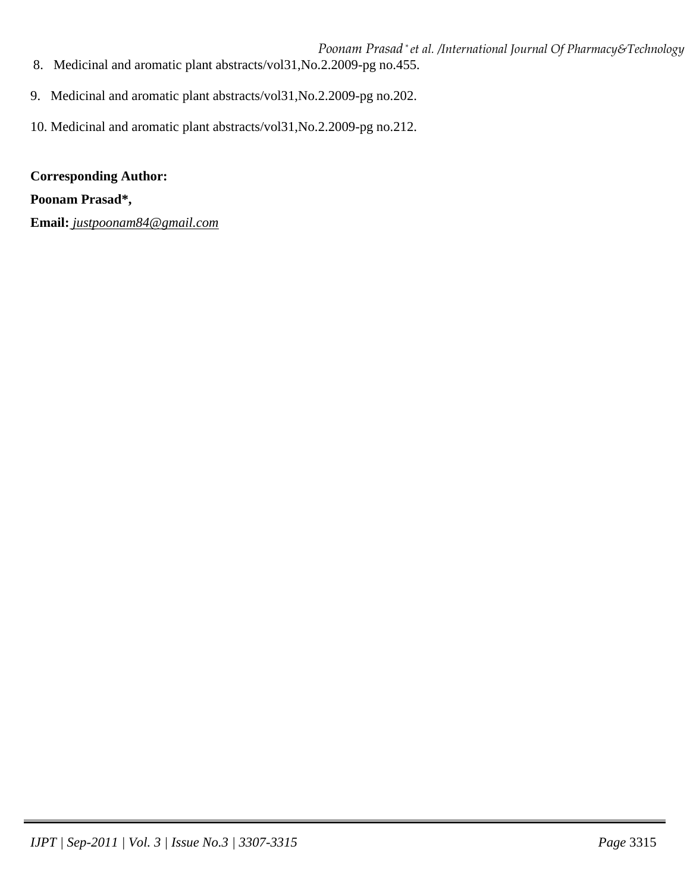8. Medicinal and aromatic plant abstracts/vol31,No.2.2009-pg no.455.
9. Medicinal and aromatic plant abstracts/vol31,No.2.2009-pg no.202.
10. Medicinal and aromatic plant abstracts/vol31,No.2.2009-pg no.212.

**Corresponding Author:**

**Poonam Prasad*,**

**Email:** *justpoonam84@gmail.com*